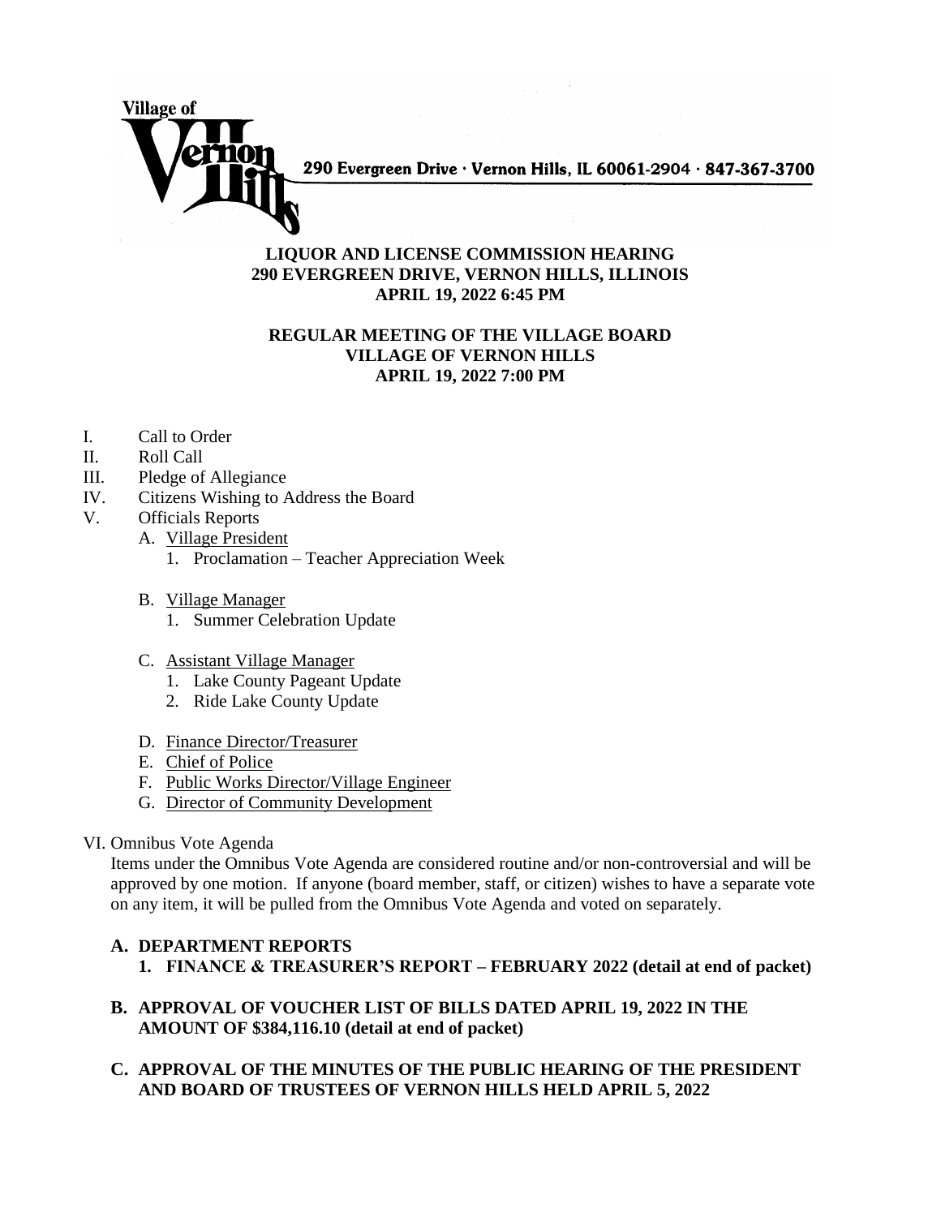Village of Vernon Hills

290 Evergreen Drive · Vernon Hills, IL 60061-2904 · 847-367-3700

**LIQUOR AND LICENSE COMMISSION HEARING**
**290 EVERGREEN DRIVE, VERNON HILLS, ILLINOIS**
**APRIL 19, 2022 6:45 PM**

**REGULAR MEETING OF THE VILLAGE BOARD**
**VILLAGE OF VERNON HILLS**
**APRIL 19, 2022 7:00 PM**

I. Call to Order

II. Roll Call

III. Pledge of Allegiance

IV. Citizens Wishing to Address the Board

V. Officials Reports

  A. Village President
    1. Proclamation – Teacher Appreciation Week

  B. Village Manager
    1. Summer Celebration Update

  C. Assistant Village Manager
    1. Lake County Pageant Update
    2. Ride Lake County Update

  D. Finance Director/Treasurer

  E. Chief of Police

  F. Public Works Director/Village Engineer

  G. Director of Community Development

VI. Omnibus Vote Agenda

Items under the Omnibus Vote Agenda are considered routine and/or non-controversial and will be approved by one motion. If anyone (board member, staff, or citizen) wishes to have a separate vote on any item, it will be pulled from the Omnibus Vote Agenda and voted on separately.

**A. DEPARTMENT REPORTS**

**1. FINANCE & TREASURER'S REPORT – FEBRUARY 2022 (detail at end of packet)**

**B. APPROVAL OF VOUCHER LIST OF BILLS DATED APRIL 19, 2022 IN THE AMOUNT OF $384,116.10 (detail at end of packet)**

**C. APPROVAL OF THE MINUTES OF THE PUBLIC HEARING OF THE PRESIDENT AND BOARD OF TRUSTEES OF VERNON HILLS HELD APRIL 5, 2022**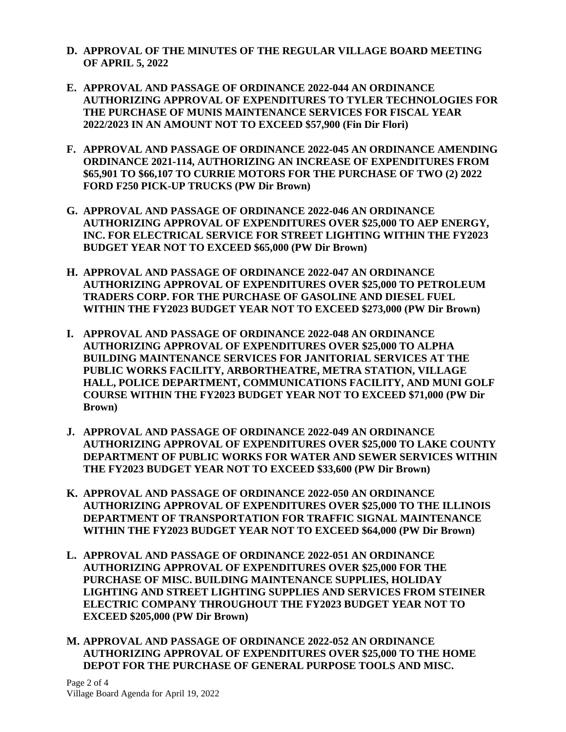**D. APPROVAL OF THE MINUTES OF THE REGULAR VILLAGE BOARD MEETING OF APRIL 5, 2022**

**E. APPROVAL AND PASSAGE OF ORDINANCE 2022-044 AN ORDINANCE AUTHORIZING APPROVAL OF EXPENDITURES TO TYLER TECHNOLOGIES FOR THE PURCHASE OF MUNIS MAINTENANCE SERVICES FOR FISCAL YEAR 2022/2023 IN AN AMOUNT NOT TO EXCEED $57,900 (Fin Dir Flori)**

**F. APPROVAL AND PASSAGE OF ORDINANCE 2022-045 AN ORDINANCE AMENDING ORDINANCE 2021-114, AUTHORIZING AN INCREASE OF EXPENDITURES FROM $65,901 TO $66,107 TO CURRIE MOTORS FOR THE PURCHASE OF TWO (2) 2022 FORD F250 PICK-UP TRUCKS (PW Dir Brown)**

**G. APPROVAL AND PASSAGE OF ORDINANCE 2022-046 AN ORDINANCE AUTHORIZING APPROVAL OF EXPENDITURES OVER $25,000 TO AEP ENERGY, INC. FOR ELECTRICAL SERVICE FOR STREET LIGHTING WITHIN THE FY2023 BUDGET YEAR NOT TO EXCEED $65,000 (PW Dir Brown)**

**H. APPROVAL AND PASSAGE OF ORDINANCE 2022-047 AN ORDINANCE AUTHORIZING APPROVAL OF EXPENDITURES OVER $25,000 TO PETROLEUM TRADERS CORP. FOR THE PURCHASE OF GASOLINE AND DIESEL FUEL WITHIN THE FY2023 BUDGET YEAR NOT TO EXCEED $273,000 (PW Dir Brown)**

**I. APPROVAL AND PASSAGE OF ORDINANCE 2022-048 AN ORDINANCE AUTHORIZING APPROVAL OF EXPENDITURES OVER $25,000 TO ALPHA BUILDING MAINTENANCE SERVICES FOR JANITORIAL SERVICES AT THE PUBLIC WORKS FACILITY, ARBORTHEATRE, METRA STATION, VILLAGE HALL, POLICE DEPARTMENT, COMMUNICATIONS FACILITY, AND MUNI GOLF COURSE WITHIN THE FY2023 BUDGET YEAR NOT TO EXCEED $71,000 (PW Dir Brown)**

**J. APPROVAL AND PASSAGE OF ORDINANCE 2022-049 AN ORDINANCE AUTHORIZING APPROVAL OF EXPENDITURES OVER $25,000 TO LAKE COUNTY DEPARTMENT OF PUBLIC WORKS FOR WATER AND SEWER SERVICES WITHIN THE FY2023 BUDGET YEAR NOT TO EXCEED $33,600 (PW Dir Brown)**

**K. APPROVAL AND PASSAGE OF ORDINANCE 2022-050 AN ORDINANCE AUTHORIZING APPROVAL OF EXPENDITURES OVER $25,000 TO THE ILLINOIS DEPARTMENT OF TRANSPORTATION FOR TRAFFIC SIGNAL MAINTENANCE WITHIN THE FY2023 BUDGET YEAR NOT TO EXCEED $64,000 (PW Dir Brown)**

**L. APPROVAL AND PASSAGE OF ORDINANCE 2022-051 AN ORDINANCE AUTHORIZING APPROVAL OF EXPENDITURES OVER $25,000 FOR THE PURCHASE OF MISC. BUILDING MAINTENANCE SUPPLIES, HOLIDAY LIGHTING AND STREET LIGHTING SUPPLIES AND SERVICES FROM STEINER ELECTRIC COMPANY THROUGHOUT THE FY2023 BUDGET YEAR NOT TO EXCEED $205,000 (PW Dir Brown)**

**M. APPROVAL AND PASSAGE OF ORDINANCE 2022-052 AN ORDINANCE AUTHORIZING APPROVAL OF EXPENDITURES OVER $25,000 TO THE HOME DEPOT FOR THE PURCHASE OF GENERAL PURPOSE TOOLS AND MISC.**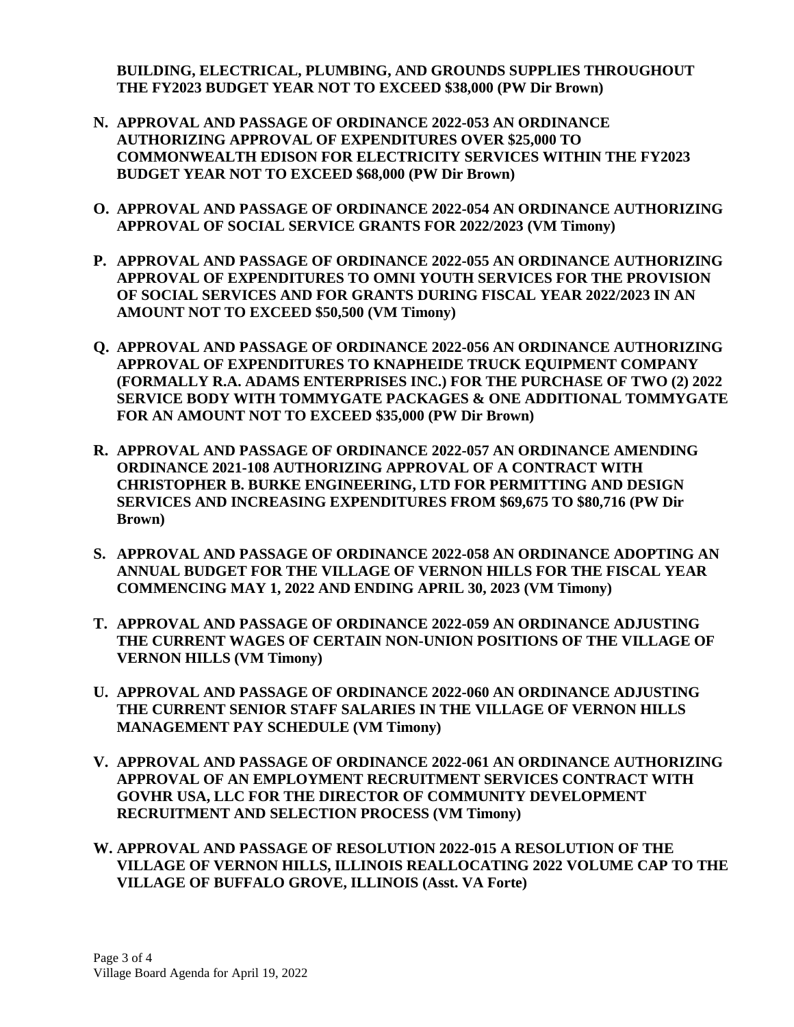**BUILDING, ELECTRICAL, PLUMBING, AND GROUNDS SUPPLIES THROUGHOUT THE FY2023 BUDGET YEAR NOT TO EXCEED $38,000 (PW Dir Brown)**

**N. APPROVAL AND PASSAGE OF ORDINANCE 2022-053 AN ORDINANCE AUTHORIZING APPROVAL OF EXPENDITURES OVER $25,000 TO COMMONWEALTH EDISON FOR ELECTRICITY SERVICES WITHIN THE FY2023 BUDGET YEAR NOT TO EXCEED $68,000 (PW Dir Brown)**

**O. APPROVAL AND PASSAGE OF ORDINANCE 2022-054 AN ORDINANCE AUTHORIZING APPROVAL OF SOCIAL SERVICE GRANTS FOR 2022/2023 (VM Timony)**

**P. APPROVAL AND PASSAGE OF ORDINANCE 2022-055 AN ORDINANCE AUTHORIZING APPROVAL OF EXPENDITURES TO OMNI YOUTH SERVICES FOR THE PROVISION OF SOCIAL SERVICES AND FOR GRANTS DURING FISCAL YEAR 2022/2023 IN AN AMOUNT NOT TO EXCEED $50,500 (VM Timony)**

**Q. APPROVAL AND PASSAGE OF ORDINANCE 2022-056 AN ORDINANCE AUTHORIZING APPROVAL OF EXPENDITURES TO KNAPHEIDE TRUCK EQUIPMENT COMPANY (FORMALLY R.A. ADAMS ENTERPRISES INC.) FOR THE PURCHASE OF TWO (2) 2022 SERVICE BODY WITH TOMMYGATE PACKAGES & ONE ADDITIONAL TOMMYGATE FOR AN AMOUNT NOT TO EXCEED $35,000 (PW Dir Brown)**

**R. APPROVAL AND PASSAGE OF ORDINANCE 2022-057 AN ORDINANCE AMENDING ORDINANCE 2021-108 AUTHORIZING APPROVAL OF A CONTRACT WITH CHRISTOPHER B. BURKE ENGINEERING, LTD FOR PERMITTING AND DESIGN SERVICES AND INCREASING EXPENDITURES FROM $69,675 TO $80,716 (PW Dir Brown)**

**S. APPROVAL AND PASSAGE OF ORDINANCE 2022-058 AN ORDINANCE ADOPTING AN ANNUAL BUDGET FOR THE VILLAGE OF VERNON HILLS FOR THE FISCAL YEAR COMMENCING MAY 1, 2022 AND ENDING APRIL 30, 2023 (VM Timony)**

**T. APPROVAL AND PASSAGE OF ORDINANCE 2022-059 AN ORDINANCE ADJUSTING THE CURRENT WAGES OF CERTAIN NON-UNION POSITIONS OF THE VILLAGE OF VERNON HILLS (VM Timony)**

**U. APPROVAL AND PASSAGE OF ORDINANCE 2022-060 AN ORDINANCE ADJUSTING THE CURRENT SENIOR STAFF SALARIES IN THE VILLAGE OF VERNON HILLS MANAGEMENT PAY SCHEDULE (VM Timony)**

**V. APPROVAL AND PASSAGE OF ORDINANCE 2022-061 AN ORDINANCE AUTHORIZING APPROVAL OF AN EMPLOYMENT RECRUITMENT SERVICES CONTRACT WITH GOVHR USA, LLC FOR THE DIRECTOR OF COMMUNITY DEVELOPMENT RECRUITMENT AND SELECTION PROCESS (VM Timony)**

**W. APPROVAL AND PASSAGE OF RESOLUTION 2022-015 A RESOLUTION OF THE VILLAGE OF VERNON HILLS, ILLINOIS REALLOCATING 2022 VOLUME CAP TO THE VILLAGE OF BUFFALO GROVE, ILLINOIS (Asst. VA Forte)**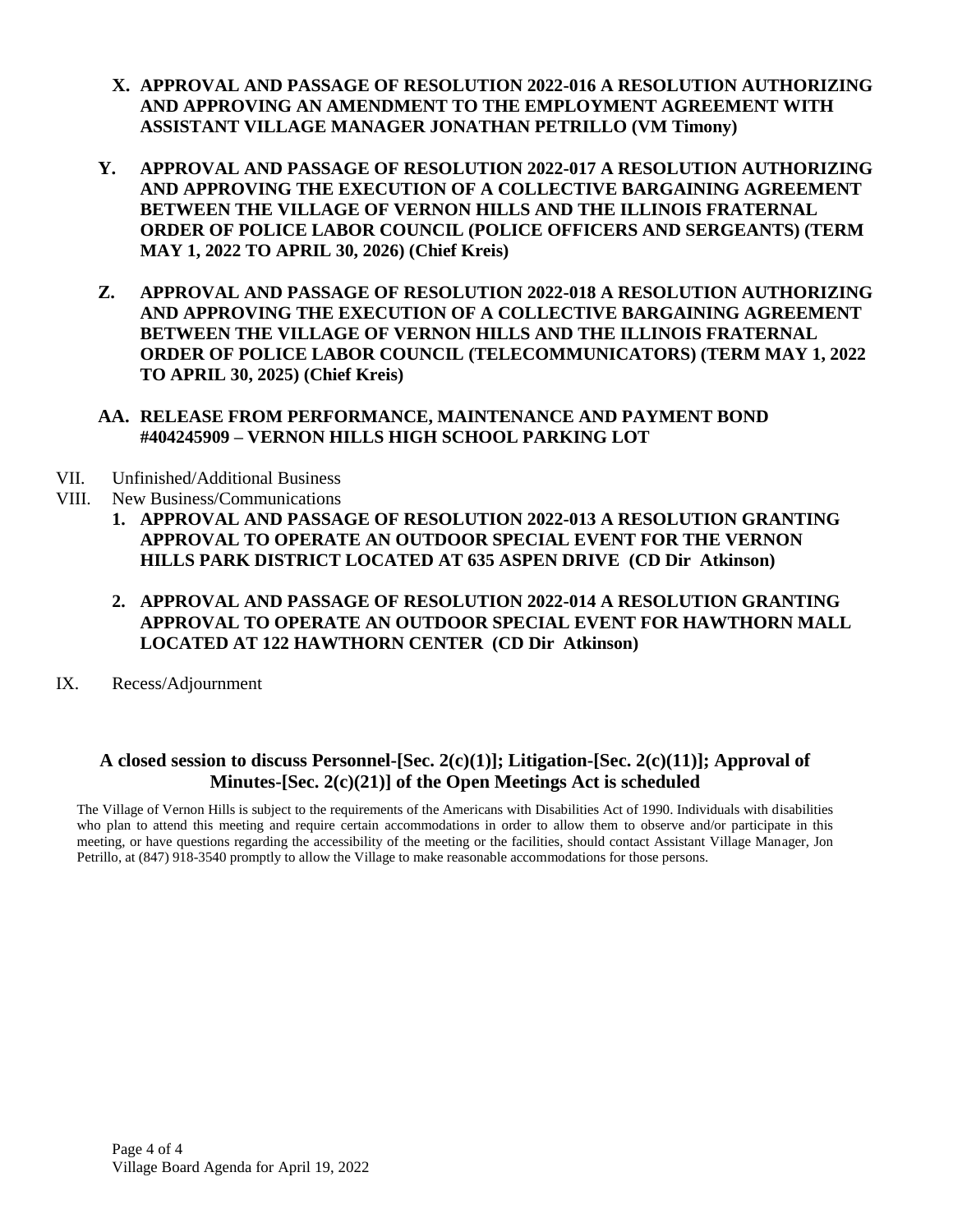**X. APPROVAL AND PASSAGE OF RESOLUTION 2022-016 A RESOLUTION AUTHORIZING AND APPROVING AN AMENDMENT TO THE EMPLOYMENT AGREEMENT WITH ASSISTANT VILLAGE MANAGER JONATHAN PETRILLO (VM Timony)**

**Y. APPROVAL AND PASSAGE OF RESOLUTION 2022-017 A RESOLUTION AUTHORIZING AND APPROVING THE EXECUTION OF A COLLECTIVE BARGAINING AGREEMENT BETWEEN THE VILLAGE OF VERNON HILLS AND THE ILLINOIS FRATERNAL ORDER OF POLICE LABOR COUNCIL (POLICE OFFICERS AND SERGEANTS) (TERM MAY 1, 2022 TO APRIL 30, 2026) (Chief Kreis)**

**Z. APPROVAL AND PASSAGE OF RESOLUTION 2022-018 A RESOLUTION AUTHORIZING AND APPROVING THE EXECUTION OF A COLLECTIVE BARGAINING AGREEMENT BETWEEN THE VILLAGE OF VERNON HILLS AND THE ILLINOIS FRATERNAL ORDER OF POLICE LABOR COUNCIL (TELECOMMUNICATORS) (TERM MAY 1, 2022 TO APRIL 30, 2025) (Chief Kreis)**

**AA. RELEASE FROM PERFORMANCE, MAINTENANCE AND PAYMENT BOND #404245909 – VERNON HILLS HIGH SCHOOL PARKING LOT**

VII. Unfinished/Additional Business

VIII. New Business/Communications

1. **APPROVAL AND PASSAGE OF RESOLUTION 2022-013 A RESOLUTION GRANTING APPROVAL TO OPERATE AN OUTDOOR SPECIAL EVENT FOR THE VERNON HILLS PARK DISTRICT LOCATED AT 635 ASPEN DRIVE (CD Dir Atkinson)**

2. **APPROVAL AND PASSAGE OF RESOLUTION 2022-014 A RESOLUTION GRANTING APPROVAL TO OPERATE AN OUTDOOR SPECIAL EVENT FOR HAWTHORN MALL LOCATED AT 122 HAWTHORN CENTER (CD Dir Atkinson)**

IX. Recess/Adjournment

**A closed session to discuss Personnel-[Sec. 2(c)(1)]; Litigation-[Sec. 2(c)(11)]; Approval of Minutes-[Sec. 2(c)(21)] of the Open Meetings Act is scheduled**

The Village of Vernon Hills is subject to the requirements of the Americans with Disabilities Act of 1990. Individuals with disabilities who plan to attend this meeting and require certain accommodations in order to allow them to observe and/or participate in this meeting, or have questions regarding the accessibility of the meeting or the facilities, should contact Assistant Village Manager, Jon Petrillo, at (847) 918-3540 promptly to allow the Village to make reasonable accommodations for those persons.